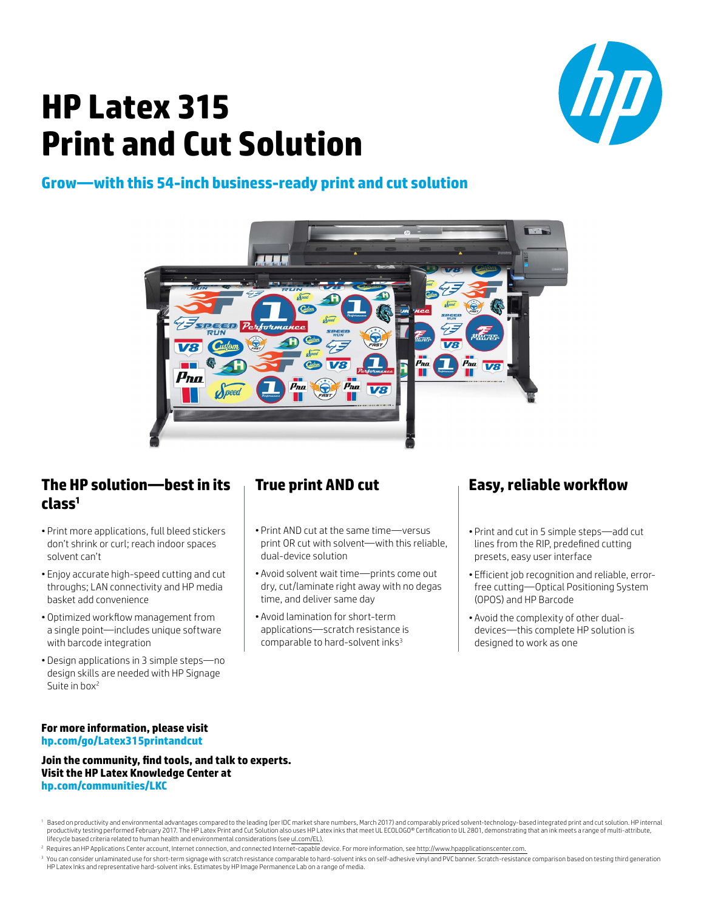# HP Latex 315 Print and Cut Solution

## Grow—with this 54-inch business-ready print and cut solution

### The HP solution—best in its class[1]

- Print more applications, full bleed stickers don't shrink or curl; reach indoor spaces solvent can't
- Enjoy accurate high-speed cutting and cut throughs; LAN connectivity and HP media basket add convenience
- Optimized workflow management from a single point—includes unique software with barcode integration
- Design applications in 3 simple steps—no design skills are needed with HP Signage Suite in box[2]

### True print AND cut

- Print AND cut at the same time—versus print OR cut with solvent—with this reliable, dual-device solution
- Avoid solvent wait time—prints come out dry, cut/laminate right away with no degas time, and deliver same day
- Avoid lamination for short-term applications—scratch resistance is comparable to hard-solvent inks[3]

### Easy, reliable workflow

- Print and cut in 5 simple steps—add cut lines from the RIP, predefined cutting presets, easy user interface
- Efficient job recognition and reliable, error-free cutting—Optical Positioning System (OPOS) and HP Barcode
- Avoid the complexity of other dual-devices—this complete HP solution is designed to work as one

**For more information, please visit**
**hp.com/go/Latex315printandcut**

**Join the community, find tools, and talk to experts. Visit the HP Latex Knowledge Center at**
**hp.com/communities/LKC**

[1] Based on productivity and environmental advantages compared to the leading (per IDC market share numbers, March 2017) and comparably priced solvent-technology-based integrated print and cut solution. HP internal productivity testing performed February 2017. The HP Latex Print and Cut Solution also uses HP Latex inks that meet UL ECOLOGO® Certification to UL 2801, demonstrating that an ink meets a range of multi-attribute, lifecycle based criteria related to human health and environmental considerations (see ul.com/EL).

[2] Requires an HP Applications Center account, Internet connection, and connected Internet-capable device. For more information, see http://www.hpapplicationscenter.com.

[3] You can consider unlaminated use for short-term signage with scratch resistance comparable to hard-solvent inks on self-adhesive vinyl and PVC banner. Scratch-resistance comparison based on testing third generation HP Latex Inks and representative hard-solvent inks. Estimates by HP Image Permanence Lab on a range of media.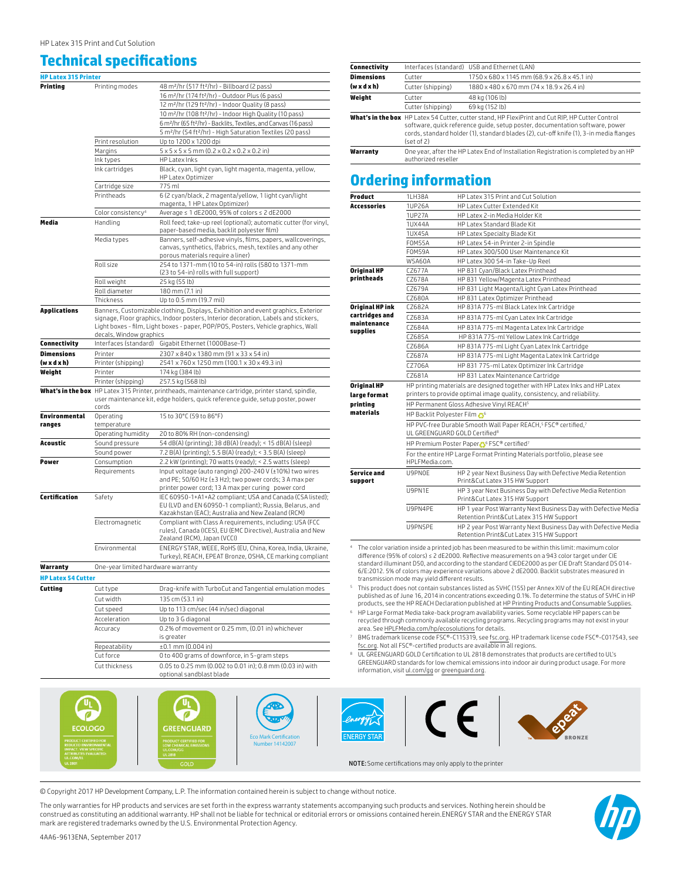HP Latex 315 Print and Cut Solution

# Technical specifications

## HP Latex 315 Printer

| | | |
|---|---|---|
| **Printing** | Printing modes | 48 m²/hr (517 ft²/hr) - Billboard (2 pass) |
| | | 16 m²/hr (174 ft²/hr) - Outdoor Plus (6 pass) |
| | | 12 m²/hr (129 ft²/hr) - Indoor Quality (8 pass) |
| | | 10 m²/hr (108 ft²/hr) - Indoor High Quality (10 pass) |
| | | 6 m²/hr (65 ft²/hr) - Backlits, Textiles, and Canvas (16 pass) |
| | | 5 m²/hr (54 ft²/hr) - High Saturation Textiles (20 pass) |
| | Print resolution | Up to 1200 x 1200 dpi |
| | Margins | 5 x 5 x 5 x 5 mm (0.2 x 0.2 x 0.2 x 0.2 in) |
| | Ink types | HP Latex Inks |
| | Ink cartridges | Black, cyan, light cyan, light magenta, magenta, yellow, HP Latex Optimizer |
| | Cartridge size | 775 ml |
| | Printheads | 6 (2 cyan/black, 2 magenta/yellow, 1 light cyan/light magenta, 1 HP Latex Optimizer) |
| | Color consistency[4] | Average ≤ 1 dE2000, 95% of colors ≤ 2 dE2000 |
| **Media** | Handling | Roll feed; take-up reel (optional); automatic cutter (for vinyl, paper-based media, backlit polyester film) |
| | Media types | Banners, self-adhesive vinyls, films, papers, wallcoverings, canvas, synthetics, (fabrics, mesh, textiles and any other porous materials require a liner) |
| | Roll size | 254 to 1371-mm (10 to 54-in) rolls (580 to 1371-mm (23 to 54-in) rolls with full support) |
| | Roll weight | 25 kg (55 lb) |
| | Roll diameter | 180 mm (7.1 in) |
| | Thickness | Up to 0.5 mm (19.7 mil) |
| **Applications** | Banners, Customizable clothing, Displays, Exhibition and event graphics, Exterior signage, Floor graphics, Indoor posters, Interior decoration, Labels and stickers, Light boxes - film, Light boxes - paper, POP/POS, Posters, Vehicle graphics, Wall decals, Window graphics | |
| **Connectivity** | Interfaces (standard) | Gigabit Ethernet (1000Base-T) |
| **Dimensions (w x d x h)** | Printer | 2307 x 840 x 1380 mm (91 x 33 x 54 in) |
| | Printer (shipping) | 2541 x 760 x 1250 mm (100.1 x 30 x 49.3 in) |
| **Weight** | Printer | 174 kg (384 lb) |
| | Printer (shipping) | 257.5 kg (568 lb) |
| **What's in the box** | HP Latex 315 Printer, printheads, maintenance cartridge, printer stand, spindle, user maintenance kit, edge holders, quick reference guide, setup poster, power cords | |
| **Environmental ranges** | Operating temperature | 15 to 30°C (59 to 86°F) |
| | Operating humidity | 20 to 80% RH (non-condensing) |
| **Acoustic** | Sound pressure | 54 dB(A) (printing); 38 dB(A) (ready); < 15 dB(A) (sleep) |
| | Sound power | 7.2 B(A) (printing); 5.5 B(A) (ready); < 3.5 B(A) (sleep) |
| **Power** | Consumption | 2.2 kW (printing); 70 watts (ready); < 2.5 watts (sleep) |
| | Requirements | Input voltage (auto ranging) 200-240 V (±10%) two wires and PE; 50/60 Hz (±3 Hz); two power cords; 3 A max per printer power cord; 13 A max per curing power cord |
| **Certification** | Safety | IEC 60950-1+A1+A2 compliant; USA and Canada (CSA listed); EU (LVD and EN 60950-1 compliant); Russia, Belarus, and Kazakhstan (EAC); Australia and New Zealand (RCM) |
| | Electromagnetic | Compliant with Class A requirements, including: USA (FCC rules), Canada (ICES), EU (EMC Directive), Australia and New Zealand (RCM), Japan (VCCI) |
| | Environmental | ENERGY STAR, WEEE, RoHS (EU, China, Korea, India, Ukraine, Turkey), REACH, EPEAT Bronze, OSHA, CE marking compliant |
| **Warranty** | One-year limited hardware warranty | |

## HP Latex 54 Cutter

| | | |
|---|---|---|
| **Cutting** | Cut type | Drag-knife with TurboCut and Tangential emulation modes |
| | Cut width | 135 cm (53.1 in) |
| | Cut speed | Up to 113 cm/sec (44 in/sec) diagonal |
| | Acceleration | Up to 3 G diagonal |
| | Accuracy | 0.2% of movement or 0.25 mm, (0.01 in) whichever is greater |
| | Repeatability | ±0.1 mm (0.004 in) |
| | Cut force | 0 to 400 grams of downforce, in 5-gram steps |
| | Cut thickness | 0.05 to 0.25 mm (0.002 to 0.01 in); 0.8 mm (0.03 in) with optional sandblast blade |
| **Connectivity** | Interfaces (standard) | USB and Ethernet (LAN) |
| **Dimensions (w x d x h)** | Cutter | 1750 x 680 x 1145 mm (68.9 x 26.8 x 45.1 in) |
| | Cutter (shipping) | 1880 x 480 x 670 mm (74 x 18.9 x 26.4 in) |
| **Weight** | Cutter | 48 kg (106 lb) |
| | Cutter (shipping) | 69 kg (152 lb) |
| **What's in the box** | HP Latex 54 Cutter, cutter stand, HP FlexiPrint and Cut RIP, HP Cutter Control software, quick reference guide, setup poster, documentation software, power cords, standard holder (1), standard blades (2), cut-off knife (1), 3-in media flanges (set of 2) | |
| **Warranty** | One year, after the HP Latex End of Installation Registration is completed by an HP authorized reseller | |

# Ordering information

| | | |
|---|---|---|
| **Product** | 1LH38A | HP Latex 315 Print and Cut Solution |
| **Accessories** | 1UP26A | HP Latex Cutter Extended Kit |
| | 1UP27A | HP Latex 2-in Media Holder Kit |
| | 1UX44A | HP Latex Standard Blade Kit |
| | 1UX45A | HP Latex Specialty Blade Kit |
| | F0M55A | HP Latex 54-in Printer 2-in Spindle |
| | F0M59A | HP Latex 300/500 User Maintenance Kit |
| | W5A60A | HP Latex 300 54-in Take-Up Reel |
| **Original HP printheads** | CZ677A | HP 831 Cyan/Black Latex Printhead |
| | CZ678A | HP 831 Yellow/Magenta Latex Printhead |
| | CZ679A | HP 831 Light Magenta/Light Cyan Latex Printhead |
| | CZ680A | HP 831 Latex Optimizer Printhead |
| **Original HP ink cartridges and maintenance supplies** | CZ682A | HP 831A 775-ml Black Latex Ink Cartridge |
| | CZ683A | HP 831A 775-ml Cyan Latex Ink Cartridge |
| | CZ684A | HP 831A 775-ml Magenta Latex Ink Cartridge |
| | CZ685A | HP 831A 775-ml Yellow Latex Ink Cartridge |
| | CZ686A | HP 831A 775-ml Light Cyan Latex Ink Cartridge |
| | CZ687A | HP 831A 775-ml Light Magenta Latex Ink Cartridge |
| | CZ706A | HP 831 775-ml Latex Optimizer Ink Cartridge |
| | CZ681A | HP 831 Latex Maintenance Cartridge |
| **Original HP large format printing materials** | HP printing materials are designed together with HP Latex Inks and HP Latex printers to provide optimal image quality, consistency, and reliability. | |
| | HP Permanent Gloss Adhesive Vinyl REACH[5] | |
| | HP Backlit Polyester Film[6] | |
| | HP PVC-free Durable Smooth Wall Paper REACH,[5] FSC® certified,[7] UL GREENGUARD GOLD Certified[8] | |
| | HP Premium Poster Paper[6] FSC® certified[7] | |
| | For the entire HP Large Format Printing Materials portfolio, please see HPLFMedia.com. | |
| **Service and support** | U9PN0E | HP 2 year Next Business Day with Defective Media Retention Print&Cut Latex 315 HW Support |
| | U9PN1E | HP 3 year Next Business Day with Defective Media Retention Print&Cut Latex 315 HW Support |
| | U9PN4PE | HP 1 year Post Warranty Next Business Day with Defective Media Retention Print&Cut Latex 315 HW Support |
| | U9PN5PE | HP 2 year Post Warranty Next Business Day with Defective Media Retention Print&Cut Latex 315 HW Support |

[4] The color variation inside a printed job has been measured to be within this limit: maximum color difference (95% of colors) ≤ 2 dE2000. Reflective measurements on a 943 color target under CIE standard illuminant D50, and according to the standard CIEDE2000 as per CIE Draft Standard DS 014-6/E:2012. 5% of colors may experience variations above 2 dE2000. Backlit substrates measured in transmission mode may yield different results.

[5] This product does not contain substances listed as SVHC (155) per Annex XIV of the EU REACH directive published as of June 16, 2014 in concentrations exceeding 0.1%. To determine the status of SVHC in HP products, see the HP REACH Declaration published at HP Printing Products and Consumable Supplies.

[6] HP Large Format Media take-back program availability varies. Some recyclable HP papers can be recycled through commonly available recycling programs. Recycling programs may not exist in your area. See HPLFMedia.com/hp/ecosolutions for details.

[7] BMG trademark license code FSC®-C115319, see fsc.org. HP trademark license code FSC®-C017543, see fsc.org. Not all FSC®-certified products are available in all regions.

[8] UL GREENGUARD GOLD Certification to UL 2818 demonstrates that products are certified to UL's GREENGUARD standards for low chemical emissions into indoor air during product usage. For more information, visit ul.com/gg or greenguard.org.

ECOLOGO — PRODUCT CERTIFIED FOR REDUCED ENVIRONMENTAL IMPACT. VIEW SPECIFIC ATTRIBUTES EVALUATED: UL.COM/EL UL 2801

GREENGUARD — PRODUCT CERTIFIED FOR LOW CHEMICAL EMISSIONS UL.COM/GG UL 2818 GOLD

Eco Mark Certification Number 14142007

ENERGY STAR

CE

epeat BRONZE

**NOTE:** Some certifications may only apply to the printer

© Copyright 2017 HP Development Company, L.P. The information contained herein is subject to change without notice.

The only warranties for HP products and services are set forth in the express warranty statements accompanying such products and services. Nothing herein should be construed as constituting an additional warranty. HP shall not be liable for technical or editorial errors or omissions contained herein.ENERGY STAR and the ENERGY STAR mark are registered trademarks owned by the U.S. Environmental Protection Agency.

4AA6-9613ENA, September 2017